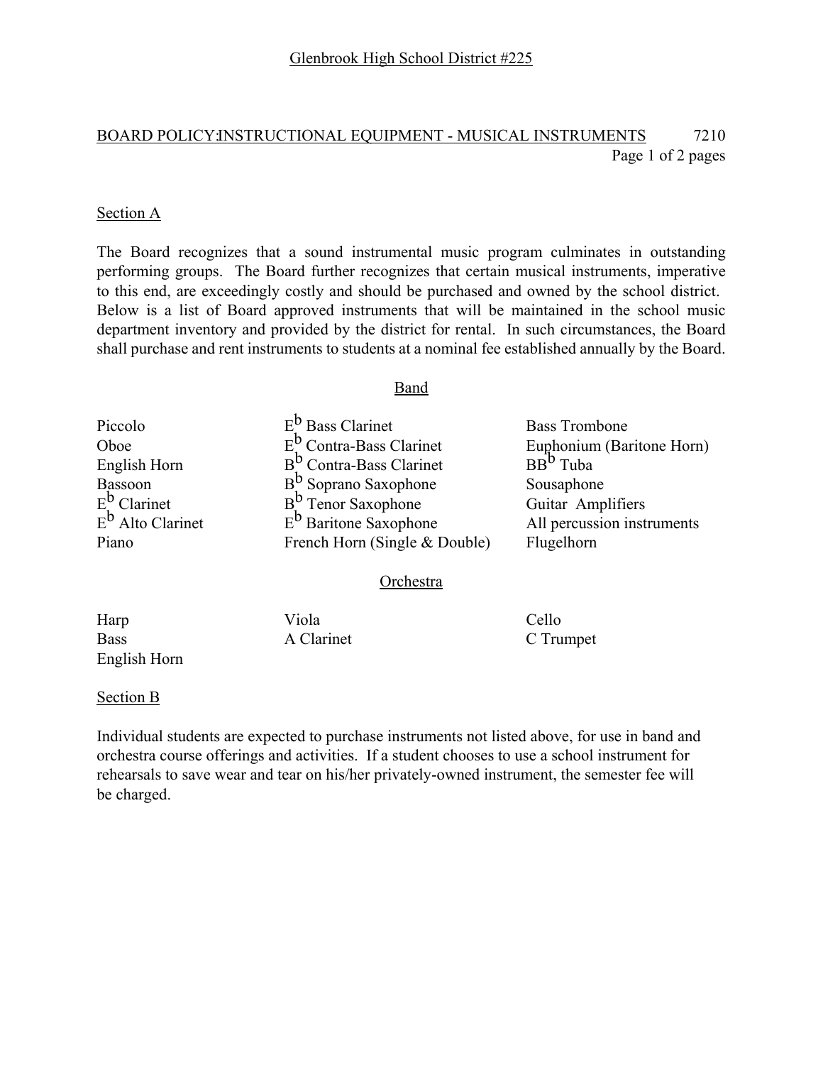Glenbrook High School District #225

## BOARD POLICY: INSTRUCTIONAL EQUIPMENT - MUSICAL INSTRUMENTS 7210

### Section A

The Board recognizes that a sound instrumental music program culminates in outstanding performing groups. The Board further recognizes that certain musical instruments, imperative to this end, are exceedingly costly and should be purchased and owned by the school district. Below is a list of Board approved instruments that will be maintained in the school music department inventory and provided by the district for rental. In such circumstances, the Board shall purchase and rent instruments to students at a nominal fee established annually by the Board.

#### Band

| | | |
|---|---|---|
| Piccolo | $E^b$ Bass Clarinet | Bass Trombone |
| Oboe | $E^b$ Contra-Bass Clarinet | Euphonium (Baritone Horn) |
| English Horn | $B^b$ Contra-Bass Clarinet | $BB^b$ Tuba |
| Bassoon | $B^b$ Soprano Saxophone | Sousaphone |
| $E^b$ Clarinet | $B^b$ Tenor Saxophone | Guitar Amplifiers |
| $E^b$ Alto Clarinet | $E^b$ Baritone Saxophone | All percussion instruments |
| Piano | French Horn (Single & Double) | Flugelhorn |

#### Orchestra

| | | |
|---|---|---|
| Harp | Viola | Cello |
| Bass | A Clarinet | C Trumpet |
| English Horn | | |

### Section B

Individual students are expected to purchase instruments not listed above, for use in band and orchestra course offerings and activities. If a student chooses to use a school instrument for rehearsals to save wear and tear on his/her privately-owned instrument, the semester fee will be charged.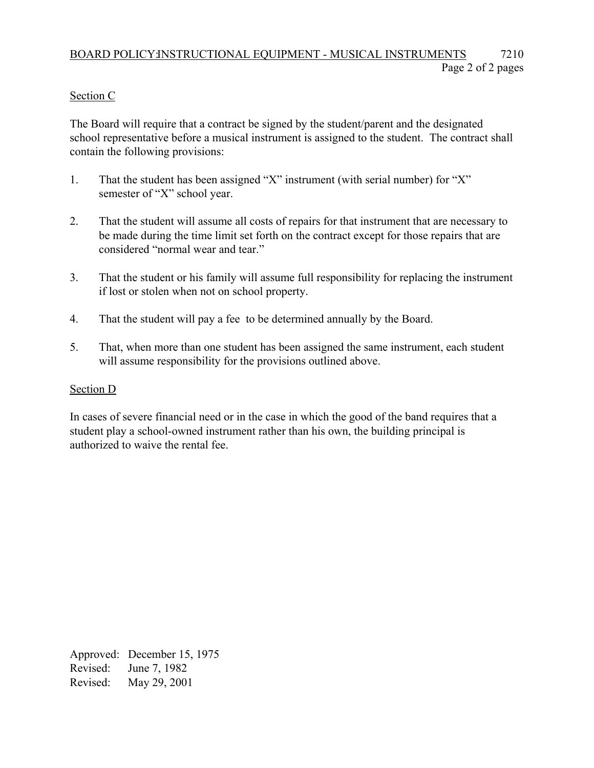## Section C

The Board will require that a contract be signed by the student/parent and the designated school representative before a musical instrument is assigned to the student. The contract shall contain the following provisions:

1. That the student has been assigned "X" instrument (with serial number) for "X" semester of "X" school year.

2. That the student will assume all costs of repairs for that instrument that are necessary to be made during the time limit set forth on the contract except for those repairs that are considered "normal wear and tear."

3. That the student or his family will assume full responsibility for replacing the instrument if lost or stolen when not on school property.

4. That the student will pay a fee to be determined annually by the Board.

5. That, when more than one student has been assigned the same instrument, each student will assume responsibility for the provisions outlined above.

## Section D

In cases of severe financial need or in the case in which the good of the band requires that a student play a school-owned instrument rather than his own, the building principal is authorized to waive the rental fee.

Approved: December 15, 1975
Revised: June 7, 1982
Revised: May 29, 2001